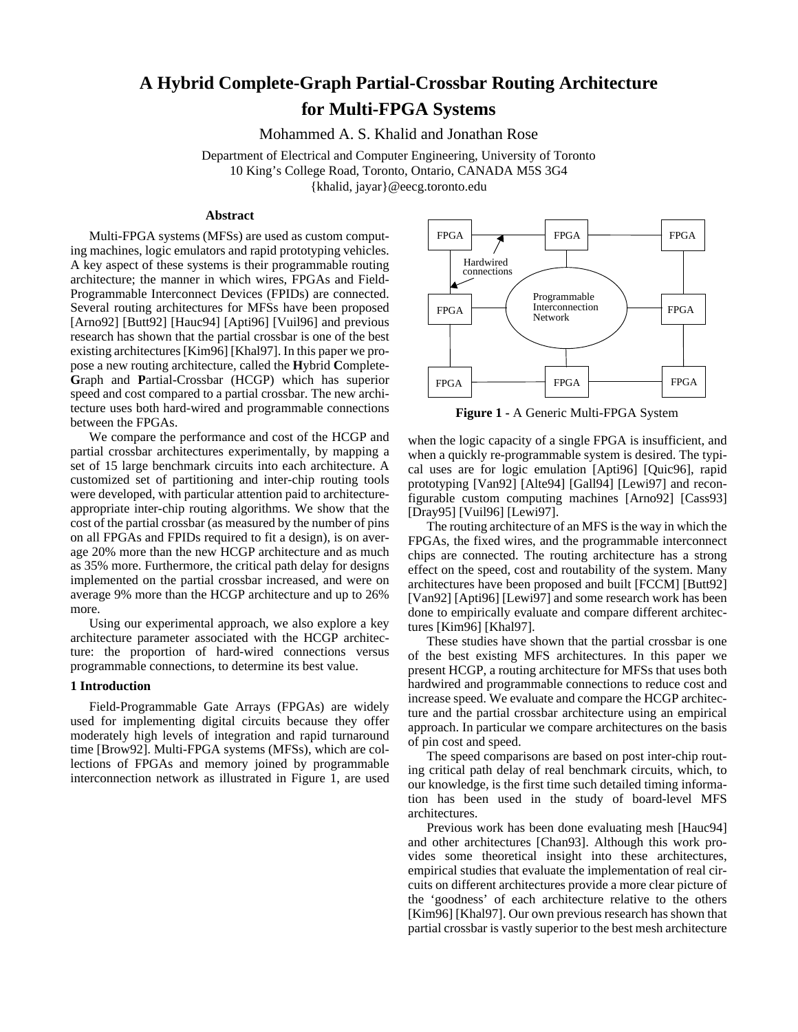# A Hybrid Complete-Graph Partial-Crossbar Routing Architecture for Multi-FPGA Systems

Mohammed A. S. Khalid and Jonathan Rose

Department of Electrical and Computer Engineering, University of Toronto
10 King's College Road, Toronto, Ontario, CANADA M5S 3G4
{khalid, jayar}@eecg.toronto.edu

## Abstract

Multi-FPGA systems (MFSs) are used as custom computing machines, logic emulators and rapid prototyping vehicles. A key aspect of these systems is their programmable routing architecture; the manner in which wires, FPGAs and Field-Programmable Interconnect Devices (FPIDs) are connected. Several routing architectures for MFSs have been proposed [Arno92] [Butt92] [Hauc94] [Apti96] [Vuil96] and previous research has shown that the partial crossbar is one of the best existing architectures [Kim96] [Khal97]. In this paper we propose a new routing architecture, called the **H**ybrid **C**omplete-**G**raph and **P**artial-Crossbar (HCGP) which has superior speed and cost compared to a partial crossbar. The new architecture uses both hard-wired and programmable connections between the FPGAs.

We compare the performance and cost of the HCGP and partial crossbar architectures experimentally, by mapping a set of 15 large benchmark circuits into each architecture. A customized set of partitioning and inter-chip routing tools were developed, with particular attention paid to architecture-appropriate inter-chip routing algorithms. We show that the cost of the partial crossbar (as measured by the number of pins on all FPGAs and FPIDs required to fit a design), is on average 20% more than the new HCGP architecture and as much as 35% more. Furthermore, the critical path delay for designs implemented on the partial crossbar increased, and were on average 9% more than the HCGP architecture and up to 26% more.

Using our experimental approach, we also explore a key architecture parameter associated with the HCGP architecture: the proportion of hard-wired connections versus programmable connections, to determine its best value.

## 1 Introduction

Field-Programmable Gate Arrays (FPGAs) are widely used for implementing digital circuits because they offer moderately high levels of integration and rapid turnaround time [Brow92]. Multi-FPGA systems (MFSs), which are collections of FPGAs and memory joined by programmable interconnection network as illustrated in Figure 1, are used when the logic capacity of a single FPGA is insufficient, and when a quickly re-programmable system is desired. The typical uses are for logic emulation [Apti96] [Quic96], rapid prototyping [Van92] [Alte94] [Gall94] [Lewi97] and reconfigurable custom computing machines [Arno92] [Cass93] [Dray95] [Vuil96] [Lewi97].

**Figure 1** - A Generic Multi-FPGA System

The routing architecture of an MFS is the way in which the FPGAs, the fixed wires, and the programmable interconnect chips are connected. The routing architecture has a strong effect on the speed, cost and routability of the system. Many architectures have been proposed and built [FCCM] [Butt92] [Van92] [Apti96] [Lewi97] and some research work has been done to empirically evaluate and compare different architectures [Kim96] [Khal97].

These studies have shown that the partial crossbar is one of the best existing MFS architectures. In this paper we present HCGP, a routing architecture for MFSs that uses both hardwired and programmable connections to reduce cost and increase speed. We evaluate and compare the HCGP architecture and the partial crossbar architecture using an empirical approach. In particular we compare architectures on the basis of pin cost and speed.

The speed comparisons are based on post inter-chip routing critical path delay of real benchmark circuits, which, to our knowledge, is the first time such detailed timing information has been used in the study of board-level MFS architectures.

Previous work has been done evaluating mesh [Hauc94] and other architectures [Chan93]. Although this work provides some theoretical insight into these architectures, empirical studies that evaluate the implementation of real circuits on different architectures provide a more clear picture of the 'goodness' of each architecture relative to the others [Kim96] [Khal97]. Our own previous research has shown that partial crossbar is vastly superior to the best mesh architecture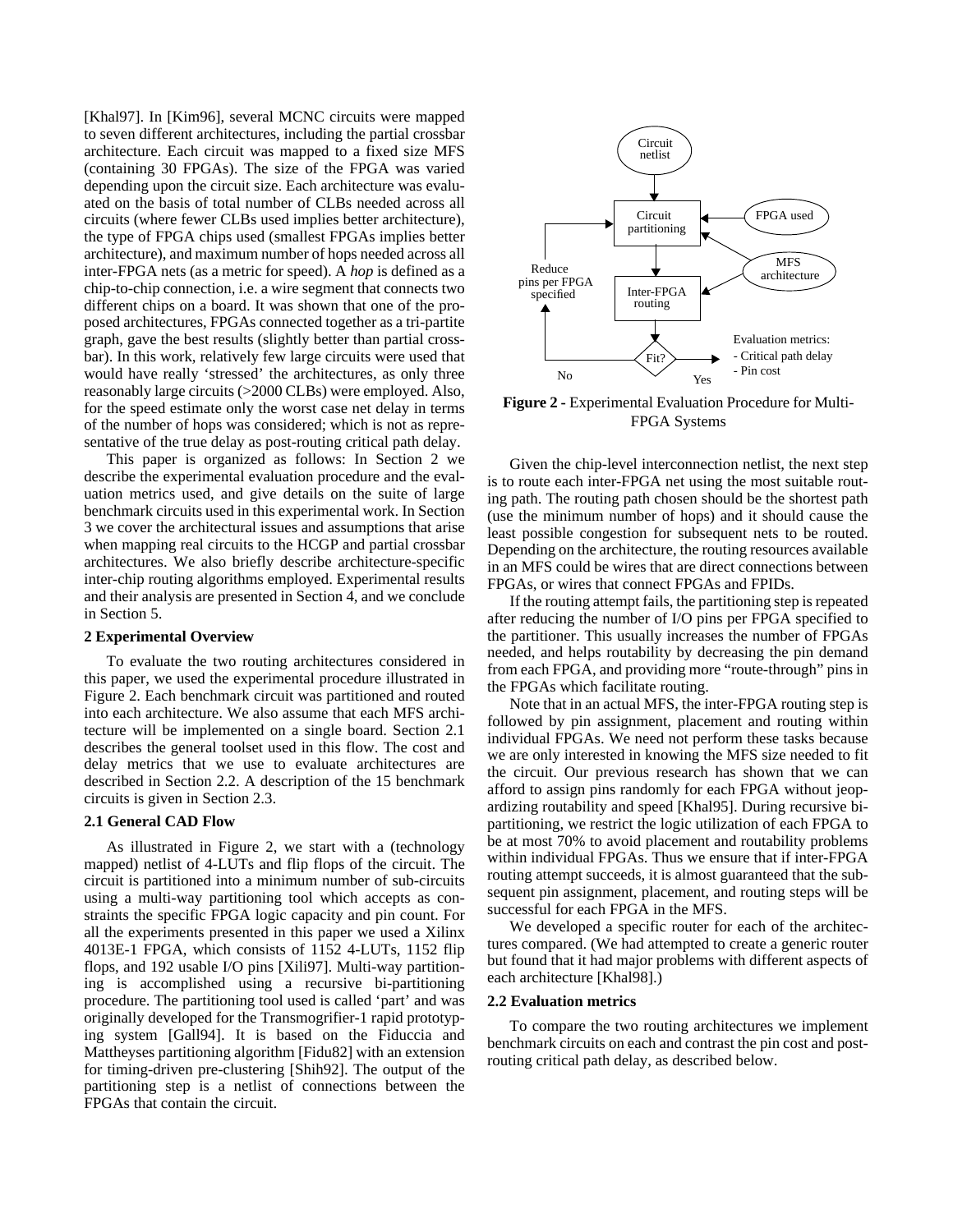[Khal97]. In [Kim96], several MCNC circuits were mapped to seven different architectures, including the partial crossbar architecture. Each circuit was mapped to a fixed size MFS (containing 30 FPGAs). The size of the FPGA was varied depending upon the circuit size. Each architecture was evaluated on the basis of total number of CLBs needed across all circuits (where fewer CLBs used implies better architecture), the type of FPGA chips used (smallest FPGAs implies better architecture), and maximum number of hops needed across all inter-FPGA nets (as a metric for speed). A *hop* is defined as a chip-to-chip connection, i.e. a wire segment that connects two different chips on a board. It was shown that one of the proposed architectures, FPGAs connected together as a tri-partite graph, gave the best results (slightly better than partial crossbar). In this work, relatively few large circuits were used that would have really 'stressed' the architectures, as only three reasonably large circuits (>2000 CLBs) were employed. Also, for the speed estimate only the worst case net delay in terms of the number of hops was considered; which is not as representative of the true delay as post-routing critical path delay.

This paper is organized as follows: In Section 2 we describe the experimental evaluation procedure and the evaluation metrics used, and give details on the suite of large benchmark circuits used in this experimental work. In Section 3 we cover the architectural issues and assumptions that arise when mapping real circuits to the HCGP and partial crossbar architectures. We also briefly describe architecture-specific inter-chip routing algorithms employed. Experimental results and their analysis are presented in Section 4, and we conclude in Section 5.

## 2 Experimental Overview

To evaluate the two routing architectures considered in this paper, we used the experimental procedure illustrated in Figure 2. Each benchmark circuit was partitioned and routed into each architecture. We also assume that each MFS architecture will be implemented on a single board. Section 2.1 describes the general toolset used in this flow. The cost and delay metrics that we use to evaluate architectures are described in Section 2.2. A description of the 15 benchmark circuits is given in Section 2.3.

### 2.1 General CAD Flow

As illustrated in Figure 2, we start with a (technology mapped) netlist of 4-LUTs and flip flops of the circuit. The circuit is partitioned into a minimum number of sub-circuits using a multi-way partitioning tool which accepts as constraints the specific FPGA logic capacity and pin count. For all the experiments presented in this paper we used a Xilinx 4013E-1 FPGA, which consists of 1152 4-LUTs, 1152 flip flops, and 192 usable I/O pins [Xili97]. Multi-way partitioning is accomplished using a recursive bi-partitioning procedure. The partitioning tool used is called 'part' and was originally developed for the Transmogrifier-1 rapid prototyping system [Gall94]. It is based on the Fiduccia and Mattheyses partitioning algorithm [Fidu82] with an extension for timing-driven pre-clustering [Shih92]. The output of the partitioning step is a netlist of connections between the FPGAs that contain the circuit.

**Figure 2 -** Experimental Evaluation Procedure for Multi-FPGA Systems

Given the chip-level interconnection netlist, the next step is to route each inter-FPGA net using the most suitable routing path. The routing path chosen should be the shortest path (use the minimum number of hops) and it should cause the least possible congestion for subsequent nets to be routed. Depending on the architecture, the routing resources available in an MFS could be wires that are direct connections between FPGAs, or wires that connect FPGAs and FPIDs.

If the routing attempt fails, the partitioning step is repeated after reducing the number of I/O pins per FPGA specified to the partitioner. This usually increases the number of FPGAs needed, and helps routability by decreasing the pin demand from each FPGA, and providing more "route-through" pins in the FPGAs which facilitate routing.

Note that in an actual MFS, the inter-FPGA routing step is followed by pin assignment, placement and routing within individual FPGAs. We need not perform these tasks because we are only interested in knowing the MFS size needed to fit the circuit. Our previous research has shown that we can afford to assign pins randomly for each FPGA without jeopardizing routability and speed [Khal95]. During recursive bi-partitioning, we restrict the logic utilization of each FPGA to be at most 70% to avoid placement and routability problems within individual FPGAs. Thus we ensure that if inter-FPGA routing attempt succeeds, it is almost guaranteed that the subsequent pin assignment, placement, and routing steps will be successful for each FPGA in the MFS.

We developed a specific router for each of the architectures compared. (We had attempted to create a generic router but found that it had major problems with different aspects of each architecture [Khal98].)

### 2.2 Evaluation metrics

To compare the two routing architectures we implement benchmark circuits on each and contrast the pin cost and post-routing critical path delay, as described below.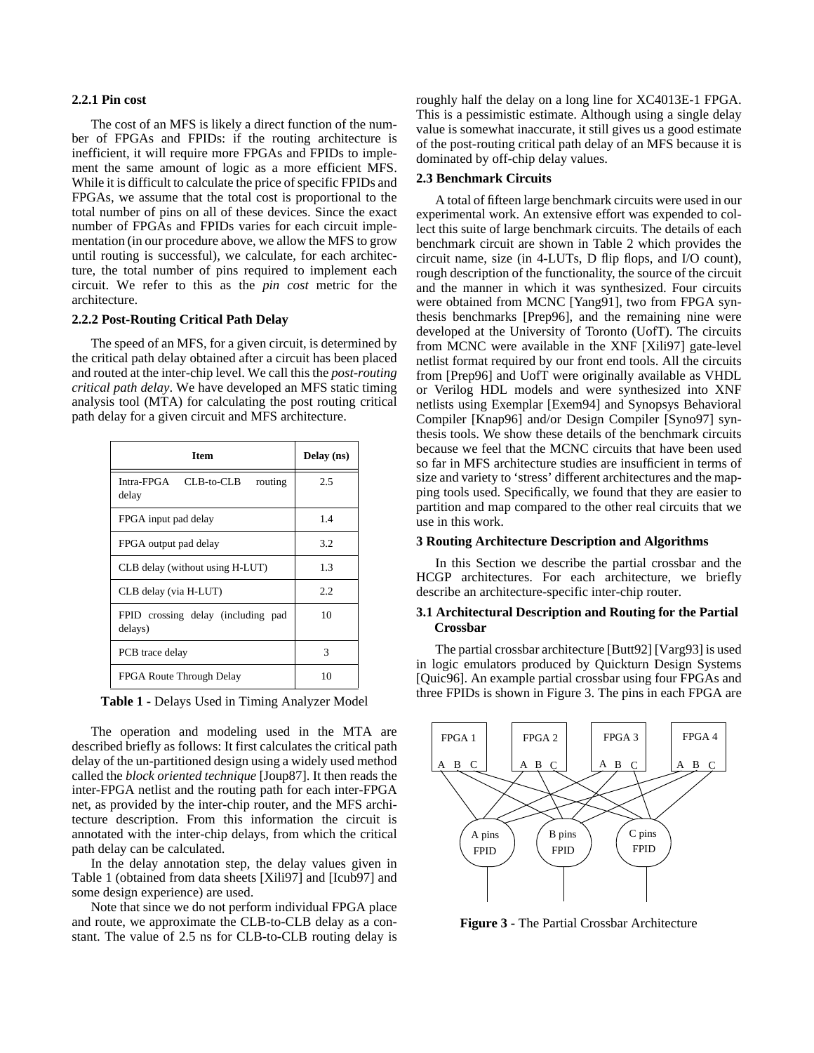### 2.2.1 Pin cost

The cost of an MFS is likely a direct function of the number of FPGAs and FPIDs: if the routing architecture is inefficient, it will require more FPGAs and FPIDs to implement the same amount of logic as a more efficient MFS. While it is difficult to calculate the price of specific FPIDs and FPGAs, we assume that the total cost is proportional to the total number of pins on all of these devices. Since the exact number of FPGAs and FPIDs varies for each circuit implementation (in our procedure above, we allow the MFS to grow until routing is successful), we calculate, for each architecture, the total number of pins required to implement each circuit. We refer to this as the *pin cost* metric for the architecture.

### 2.2.2 Post-Routing Critical Path Delay

The speed of an MFS, for a given circuit, is determined by the critical path delay obtained after a circuit has been placed and routed at the inter-chip level. We call this the *post-routing critical path delay*. We have developed an MFS static timing analysis tool (MTA) for calculating the post routing critical path delay for a given circuit and MFS architecture.

| Item | Delay (ns) |
|---|---|
| Intra-FPGA CLB-to-CLB routing delay | 2.5 |
| FPGA input pad delay | 1.4 |
| FPGA output pad delay | 3.2 |
| CLB delay (without using H-LUT) | 1.3 |
| CLB delay (via H-LUT) | 2.2 |
| FPID crossing delay (including pad delays) | 10 |
| PCB trace delay | 3 |
| FPGA Route Through Delay | 10 |

**Table 1** - Delays Used in Timing Analyzer Model

The operation and modeling used in the MTA are described briefly as follows: It first calculates the critical path delay of the un-partitioned design using a widely used method called the *block oriented technique* [Joup87]. It then reads the inter-FPGA netlist and the routing path for each inter-FPGA net, as provided by the inter-chip router, and the MFS architecture description. From this information the circuit is annotated with the inter-chip delays, from which the critical path delay can be calculated.

In the delay annotation step, the delay values given in Table 1 (obtained from data sheets [Xili97] and [Icub97] and some design experience) are used.

Note that since we do not perform individual FPGA place and route, we approximate the CLB-to-CLB delay as a constant. The value of 2.5 ns for CLB-to-CLB routing delay is roughly half the delay on a long line for XC4013E-1 FPGA. This is a pessimistic estimate. Although using a single delay value is somewhat inaccurate, it still gives us a good estimate of the post-routing critical path delay of an MFS because it is dominated by off-chip delay values.

## 2.3 Benchmark Circuits

A total of fifteen large benchmark circuits were used in our experimental work. An extensive effort was expended to collect this suite of large benchmark circuits. The details of each benchmark circuit are shown in Table 2 which provides the circuit name, size (in 4-LUTs, D flip flops, and I/O count), rough description of the functionality, the source of the circuit and the manner in which it was synthesized. Four circuits were obtained from MCNC [Yang91], two from FPGA synthesis benchmarks [Prep96], and the remaining nine were developed at the University of Toronto (UofT). The circuits from MCNC were available in the XNF [Xili97] gate-level netlist format required by our front end tools. All the circuits from [Prep96] and UofT were originally available as VHDL or Verilog HDL models and were synthesized into XNF netlists using Exemplar [Exem94] and Synopsys Behavioral Compiler [Knap96] and/or Design Compiler [Syno97] synthesis tools. We show these details of the benchmark circuits because we feel that the MCNC circuits that have been used so far in MFS architecture studies are insufficient in terms of size and variety to 'stress' different architectures and the mapping tools used. Specifically, we found that they are easier to partition and map compared to the other real circuits that we use in this work.

# 3 Routing Architecture Description and Algorithms

In this Section we describe the partial crossbar and the HCGP architectures. For each architecture, we briefly describe an architecture-specific inter-chip router.

## 3.1 Architectural Description and Routing for the Partial Crossbar

The partial crossbar architecture [Butt92] [Varg93] is used in logic emulators produced by Quickturn Design Systems [Quic96]. An example partial crossbar using four FPGAs and three FPIDs is shown in Figure 3. The pins in each FPGA are

**Figure 3** - The Partial Crossbar Architecture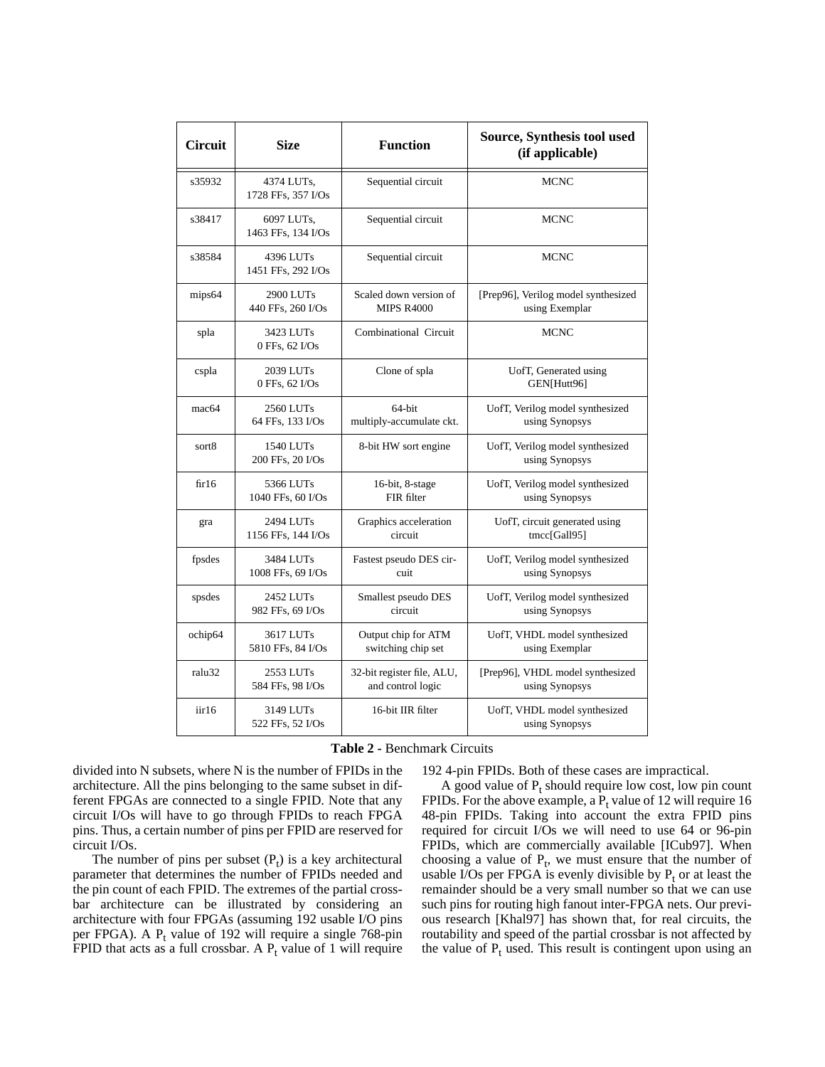| Circuit | Size | Function | Source, Synthesis tool used (if applicable) |
|---|---|---|---|
| s35932 | 4374 LUTs, 1728 FFs, 357 I/Os | Sequential circuit | MCNC |
| s38417 | 6097 LUTs, 1463 FFs, 134 I/Os | Sequential circuit | MCNC |
| s38584 | 4396 LUTs 1451 FFs, 292 I/Os | Sequential circuit | MCNC |
| mips64 | 2900 LUTs 440 FFs, 260 I/Os | Scaled down version of MIPS R4000 | [Prep96], Verilog model synthesized using Exemplar |
| spla | 3423 LUTs 0 FFs, 62 I/Os | Combinational Circuit | MCNC |
| cspla | 2039 LUTs 0 FFs, 62 I/Os | Clone of spla | UofT, Generated using GEN[Hutt96] |
| mac64 | 2560 LUTs 64 FFs, 133 I/Os | 64-bit multiply-accumulate ckt. | UofT, Verilog model synthesized using Synopsys |
| sort8 | 1540 LUTs 200 FFs, 20 I/Os | 8-bit HW sort engine | UofT, Verilog model synthesized using Synopsys |
| fir16 | 5366 LUTs 1040 FFs, 60 I/Os | 16-bit, 8-stage FIR filter | UofT, Verilog model synthesized using Synopsys |
| gra | 2494 LUTs 1156 FFs, 144 I/Os | Graphics acceleration circuit | UofT, circuit generated using tmcc[Gall95] |
| fpsdes | 3484 LUTs 1008 FFs, 69 I/Os | Fastest pseudo DES circuit | UofT, Verilog model synthesized using Synopsys |
| spsdes | 2452 LUTs 982 FFs, 69 I/Os | Smallest pseudo DES circuit | UofT, Verilog model synthesized using Synopsys |
| ochip64 | 3617 LUTs 5810 FFs, 84 I/Os | Output chip for ATM switching chip set | UofT, VHDL model synthesized using Exemplar |
| ralu32 | 2553 LUTs 584 FFs, 98 I/Os | 32-bit register file, ALU, and control logic | [Prep96], VHDL model synthesized using Synopsys |
| iir16 | 3149 LUTs 522 FFs, 52 I/Os | 16-bit IIR filter | UofT, VHDL model synthesized using Synopsys |

**Table 2 -** Benchmark Circuits

divided into N subsets, where N is the number of FPIDs in the architecture. All the pins belonging to the same subset in different FPGAs are connected to a single FPID. Note that any circuit I/Os will have to go through FPIDs to reach FPGA pins. Thus, a certain number of pins per FPID are reserved for circuit I/Os.

The number of pins per subset ($P_t$) is a key architectural parameter that determines the number of FPIDs needed and the pin count of each FPID. The extremes of the partial crossbar architecture can be illustrated by considering an architecture with four FPGAs (assuming 192 usable I/O pins per FPGA). A $P_t$ value of 192 will require a single 768-pin FPID that acts as a full crossbar. A $P_t$ value of 1 will require 192 4-pin FPIDs. Both of these cases are impractical.

A good value of $P_t$ should require low cost, low pin count FPIDs. For the above example, a $P_t$ value of 12 will require 16 48-pin FPIDs. Taking into account the extra FPID pins required for circuit I/Os we will need to use 64 or 96-pin FPIDs, which are commercially available [ICub97]. When choosing a value of $P_t$, we must ensure that the number of usable I/Os per FPGA is evenly divisible by $P_t$ or at least the remainder should be a very small number so that we can use such pins for routing high fanout inter-FPGA nets. Our previous research [Khal97] has shown that, for real circuits, the routability and speed of the partial crossbar is not affected by the value of $P_t$ used. This result is contingent upon using an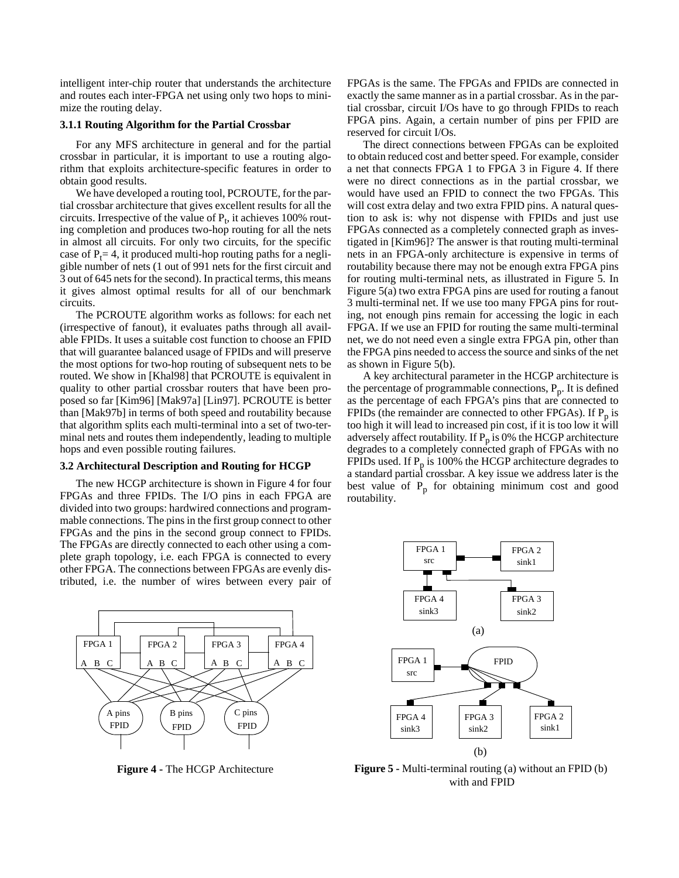intelligent inter-chip router that understands the architecture and routes each inter-FPGA net using only two hops to minimize the routing delay.

### 3.1.1 Routing Algorithm for the Partial Crossbar

For any MFS architecture in general and for the partial crossbar in particular, it is important to use a routing algorithm that exploits architecture-specific features in order to obtain good results.

We have developed a routing tool, PCROUTE, for the partial crossbar architecture that gives excellent results for all the circuits. Irrespective of the value of $P_t$, it achieves 100% routing completion and produces two-hop routing for all the nets in almost all circuits. For only two circuits, for the specific case of $P_t = 4$, it produced multi-hop routing paths for a negligible number of nets (1 out of 991 nets for the first circuit and 3 out of 645 nets for the second). In practical terms, this means it gives almost optimal results for all of our benchmark circuits.

The PCROUTE algorithm works as follows: for each net (irrespective of fanout), it evaluates paths through all available FPIDs. It uses a suitable cost function to choose an FPID that will guarantee balanced usage of FPIDs and will preserve the most options for two-hop routing of subsequent nets to be routed. We show in [Khal98] that PCROUTE is equivalent in quality to other partial crossbar routers that have been proposed so far [Kim96] [Mak97a] [Lin97]. PCROUTE is better than [Mak97b] in terms of both speed and routability because that algorithm splits each multi-terminal into a set of two-terminal nets and routes them independently, leading to multiple hops and even possible routing failures.

### 3.2 Architectural Description and Routing for HCGP

The new HCGP architecture is shown in Figure 4 for four FPGAs and three FPIDs. The I/O pins in each FPGA are divided into two groups: hardwired connections and programmable connections. The pins in the first group connect to other FPGAs and the pins in the second group connect to FPIDs. The FPGAs are directly connected to each other using a complete graph topology, i.e. each FPGA is connected to every other FPGA. The connections between FPGAs are evenly distributed, i.e. the number of wires between every pair of FPGAs is the same. The FPGAs and FPIDs are connected in exactly the same manner as in a partial crossbar. As in the partial crossbar, circuit I/Os have to go through FPIDs to reach FPGA pins. Again, a certain number of pins per FPID are reserved for circuit I/Os.

The direct connections between FPGAs can be exploited to obtain reduced cost and better speed. For example, consider a net that connects FPGA 1 to FPGA 3 in Figure 4. If there were no direct connections as in the partial crossbar, we would have used an FPID to connect the two FPGAs. This will cost extra delay and two extra FPID pins. A natural question to ask is: why not dispense with FPIDs and just use FPGAs connected as a completely connected graph as investigated in [Kim96]? The answer is that routing multi-terminal nets in an FPGA-only architecture is expensive in terms of routability because there may not be enough extra FPGA pins for routing multi-terminal nets, as illustrated in Figure 5. In Figure 5(a) two extra FPGA pins are used for routing a fanout 3 multi-terminal net. If we use too many FPGA pins for routing, not enough pins remain for accessing the logic in each FPGA. If we use an FPID for routing the same multi-terminal net, we do not need even a single extra FPGA pin, other than the FPGA pins needed to access the source and sinks of the net as shown in Figure 5(b).

A key architectural parameter in the HCGP architecture is the percentage of programmable connections, $P_p$. It is defined as the percentage of each FPGA's pins that are connected to FPIDs (the remainder are connected to other FPGAs). If $P_p$ is too high it will lead to increased pin cost, if it is too low it will adversely affect routability. If $P_p$ is 0% the HCGP architecture degrades to a completely connected graph of FPGAs with no FPIDs used. If $P_p$ is 100% the HCGP architecture degrades to a standard partial crossbar. A key issue we address later is the best value of $P_p$ for obtaining minimum cost and good routability.

**Figure 4 -** The HCGP Architecture

**Figure 5 -** Multi-terminal routing (a) without an FPID (b) with and FPID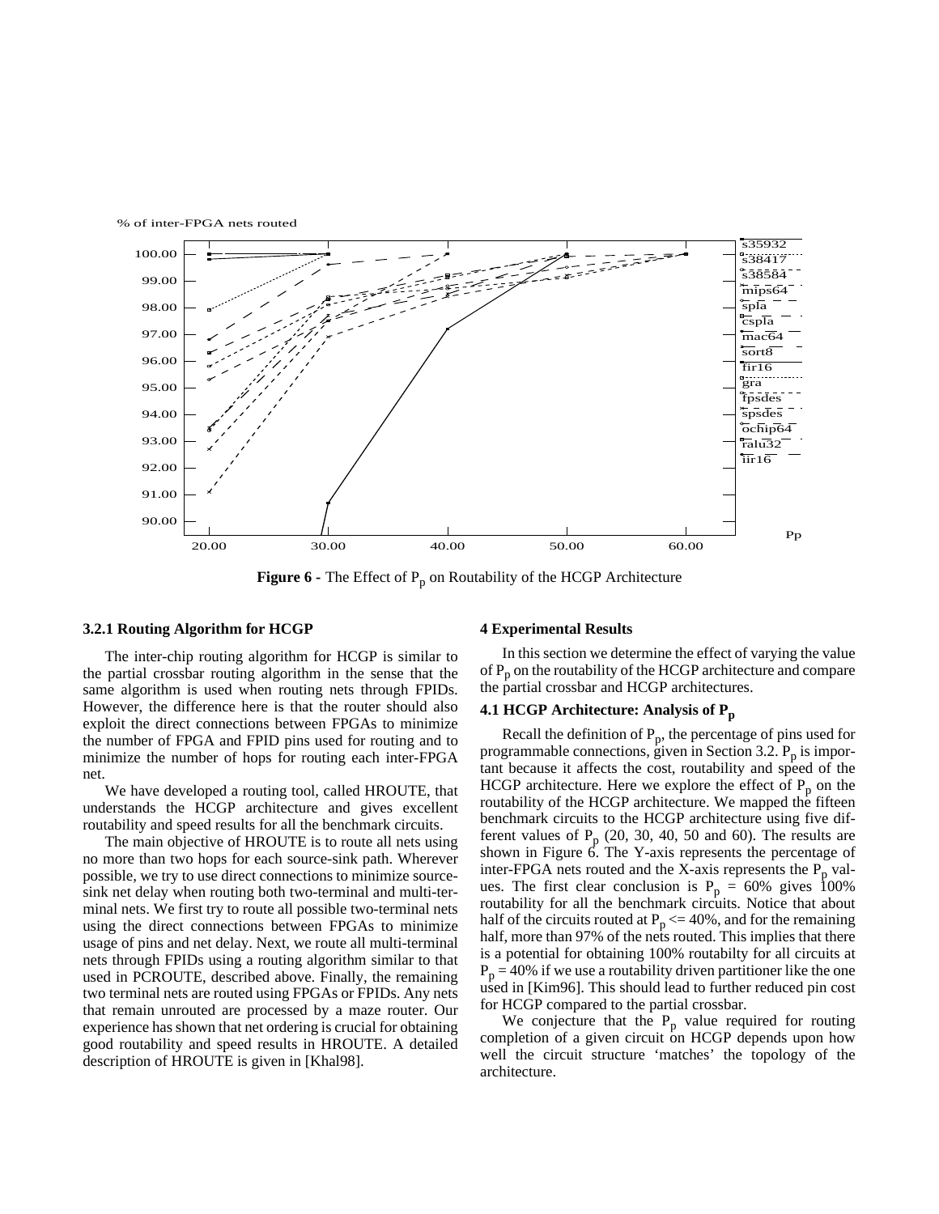**Figure 6** - The Effect of $P_p$ on Routability of the HCGP Architecture

### 3.2.1 Routing Algorithm for HCGP

The inter-chip routing algorithm for HCGP is similar to the partial crossbar routing algorithm in the sense that the same algorithm is used when routing nets through FPIDs. However, the difference here is that the router should also exploit the direct connections between FPGAs to minimize the number of FPGA and FPID pins used for routing and to minimize the number of hops for routing each inter-FPGA net.

We have developed a routing tool, called HROUTE, that understands the HCGP architecture and gives excellent routability and speed results for all the benchmark circuits.

The main objective of HROUTE is to route all nets using no more than two hops for each source-sink path. Wherever possible, we try to use direct connections to minimize source-sink net delay when routing both two-terminal and multi-terminal nets. We first try to route all possible two-terminal nets using the direct connections between FPGAs to minimize usage of pins and net delay. Next, we route all multi-terminal nets through FPIDs using a routing algorithm similar to that used in PCROUTE, described above. Finally, the remaining two terminal nets are routed using FPGAs or FPIDs. Any nets that remain unrouted are processed by a maze router. Our experience has shown that net ordering is crucial for obtaining good routability and speed results in HROUTE. A detailed description of HROUTE is given in [Khal98].

## 4 Experimental Results

In this section we determine the effect of varying the value of $P_p$ on the routability of the HCGP architecture and compare the partial crossbar and HCGP architectures.

### 4.1 HCGP Architecture: Analysis of $P_p$

Recall the definition of $P_p$, the percentage of pins used for programmable connections, given in Section 3.2. $P_p$ is important because it affects the cost, routability and speed of the HCGP architecture. Here we explore the effect of $P_p$ on the routability of the HCGP architecture. We mapped the fifteen benchmark circuits to the HCGP architecture using five different values of $P_p$ (20, 30, 40, 50 and 60). The results are shown in Figure 6. The Y-axis represents the percentage of inter-FPGA nets routed and the X-axis represents the $P_p$ values. The first clear conclusion is $P_p$ = 60% gives 100% routability for all the benchmark circuits. Notice that about half of the circuits routed at $P_p$ <= 40%, and for the remaining half, more than 97% of the nets routed. This implies that there is a potential for obtaining 100% routabilty for all circuits at $P_p$ = 40% if we use a routability driven partitioner like the one used in [Kim96]. This should lead to further reduced pin cost for HCGP compared to the partial crossbar.

We conjecture that the $P_p$ value required for routing completion of a given circuit on HCGP depends upon how well the circuit structure 'matches' the topology of the architecture.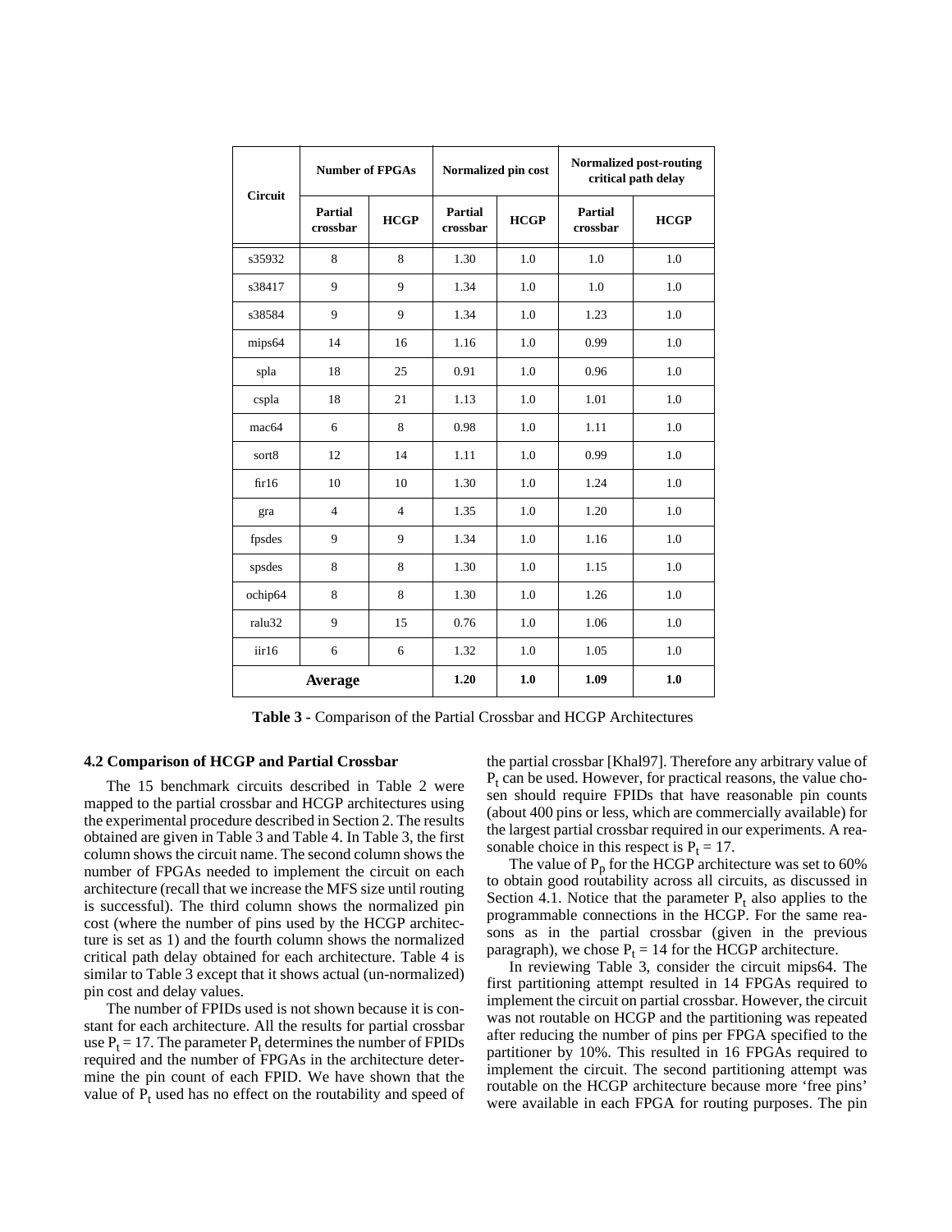| Circuit | Number of FPGAs | | Normalized pin cost | | Normalized post-routing critical path delay | |
|---|---|---|---|---|---|---|
| | Partial crossbar | HCGP | Partial crossbar | HCGP | Partial crossbar | HCGP |
| s35932 | 8 | 8 | 1.30 | 1.0 | 1.0 | 1.0 |
| s38417 | 9 | 9 | 1.34 | 1.0 | 1.0 | 1.0 |
| s38584 | 9 | 9 | 1.34 | 1.0 | 1.23 | 1.0 |
| mips64 | 14 | 16 | 1.16 | 1.0 | 0.99 | 1.0 |
| spla | 18 | 25 | 0.91 | 1.0 | 0.96 | 1.0 |
| cspla | 18 | 21 | 1.13 | 1.0 | 1.01 | 1.0 |
| mac64 | 6 | 8 | 0.98 | 1.0 | 1.11 | 1.0 |
| sort8 | 12 | 14 | 1.11 | 1.0 | 0.99 | 1.0 |
| fir16 | 10 | 10 | 1.30 | 1.0 | 1.24 | 1.0 |
| gra | 4 | 4 | 1.35 | 1.0 | 1.20 | 1.0 |
| fpsdes | 9 | 9 | 1.34 | 1.0 | 1.16 | 1.0 |
| spsdes | 8 | 8 | 1.30 | 1.0 | 1.15 | 1.0 |
| ochip64 | 8 | 8 | 1.30 | 1.0 | 1.26 | 1.0 |
| ralu32 | 9 | 15 | 0.76 | 1.0 | 1.06 | 1.0 |
| iir16 | 6 | 6 | 1.32 | 1.0 | 1.05 | 1.0 |
| **Average** | | | **1.20** | **1.0** | **1.09** | **1.0** |

**Table 3** - Comparison of the Partial Crossbar and HCGP Architectures

### 4.2 Comparison of HCGP and Partial Crossbar

The 15 benchmark circuits described in Table 2 were mapped to the partial crossbar and HCGP architectures using the experimental procedure described in Section 2. The results obtained are given in Table 3 and Table 4. In Table 3, the first column shows the circuit name. The second column shows the number of FPGAs needed to implement the circuit on each architecture (recall that we increase the MFS size until routing is successful). The third column shows the normalized pin cost (where the number of pins used by the HCGP architecture is set as 1) and the fourth column shows the normalized critical path delay obtained for each architecture. Table 4 is similar to Table 3 except that it shows actual (un-normalized) pin cost and delay values.

The number of FPIDs used is not shown because it is constant for each architecture. All the results for partial crossbar use $P_t = 17$. The parameter $P_t$ determines the number of FPIDs required and the number of FPGAs in the architecture determine the pin count of each FPID. We have shown that the value of $P_t$ used has no effect on the routability and speed of the partial crossbar [Khal97]. Therefore any arbitrary value of $P_t$ can be used. However, for practical reasons, the value chosen should require FPIDs that have reasonable pin counts (about 400 pins or less, which are commercially available) for the largest partial crossbar required in our experiments. A reasonable choice in this respect is $P_t = 17$.

The value of $P_p$ for the HCGP architecture was set to 60% to obtain good routability across all circuits, as discussed in Section 4.1. Notice that the parameter $P_t$ also applies to the programmable connections in the HCGP. For the same reasons as in the partial crossbar (given in the previous paragraph), we chose $P_t = 14$ for the HCGP architecture.

In reviewing Table 3, consider the circuit mips64. The first partitioning attempt resulted in 14 FPGAs required to implement the circuit on partial crossbar. However, the circuit was not routable on HCGP and the partitioning was repeated after reducing the number of pins per FPGA specified to the partitioner by 10%. This resulted in 16 FPGAs required to implement the circuit. The second partitioning attempt was routable on the HCGP architecture because more 'free pins' were available in each FPGA for routing purposes. The pin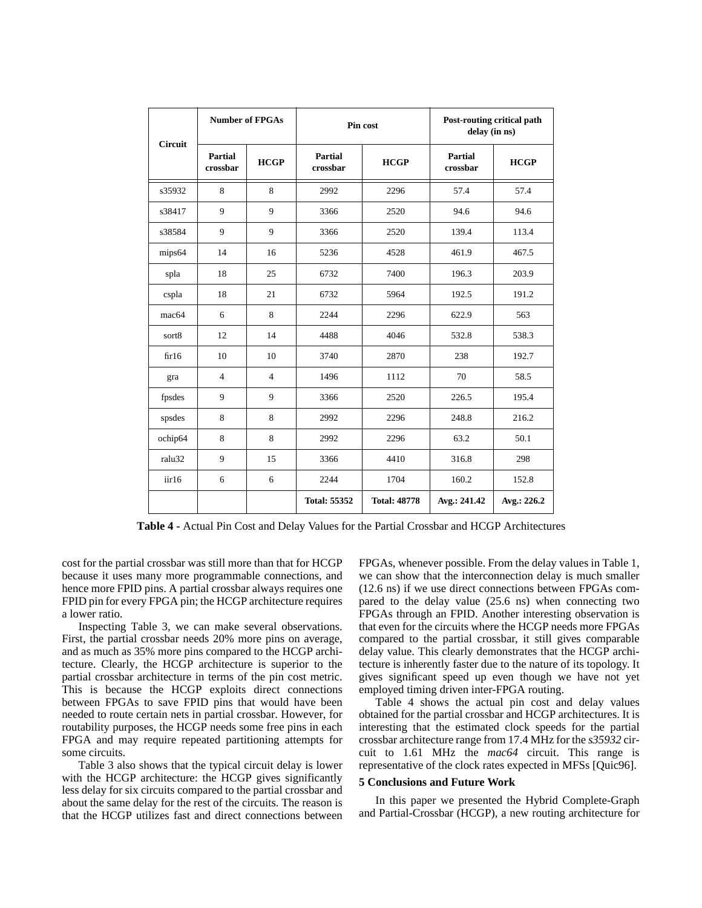| Circuit | Number of FPGAs | | Pin cost | | Post-routing critical path delay (in ns) | |
|---|---|---|---|---|---|---|
| | Partial crossbar | HCGP | Partial crossbar | HCGP | Partial crossbar | HCGP |
| s35932 | 8 | 8 | 2992 | 2296 | 57.4 | 57.4 |
| s38417 | 9 | 9 | 3366 | 2520 | 94.6 | 94.6 |
| s38584 | 9 | 9 | 3366 | 2520 | 139.4 | 113.4 |
| mips64 | 14 | 16 | 5236 | 4528 | 461.9 | 467.5 |
| spla | 18 | 25 | 6732 | 7400 | 196.3 | 203.9 |
| cspla | 18 | 21 | 6732 | 5964 | 192.5 | 191.2 |
| mac64 | 6 | 8 | 2244 | 2296 | 622.9 | 563 |
| sort8 | 12 | 14 | 4488 | 4046 | 532.8 | 538.3 |
| fir16 | 10 | 10 | 3740 | 2870 | 238 | 192.7 |
| gra | 4 | 4 | 1496 | 1112 | 70 | 58.5 |
| fpsdes | 9 | 9 | 3366 | 2520 | 226.5 | 195.4 |
| spsdes | 8 | 8 | 2992 | 2296 | 248.8 | 216.2 |
| ochip64 | 8 | 8 | 2992 | 2296 | 63.2 | 50.1 |
| ralu32 | 9 | 15 | 3366 | 4410 | 316.8 | 298 |
| iir16 | 6 | 6 | 2244 | 1704 | 160.2 | 152.8 |
| | | | **Total: 55352** | **Total: 48778** | **Avg.: 241.42** | **Avg.: 226.2** |

**Table 4 -** Actual Pin Cost and Delay Values for the Partial Crossbar and HCGP Architectures

cost for the partial crossbar was still more than that for HCGP because it uses many more programmable connections, and hence more FPID pins. A partial crossbar always requires one FPID pin for every FPGA pin; the HCGP architecture requires a lower ratio.

Inspecting Table 3, we can make several observations. First, the partial crossbar needs 20% more pins on average, and as much as 35% more pins compared to the HCGP architecture. Clearly, the HCGP architecture is superior to the partial crossbar architecture in terms of the pin cost metric. This is because the HCGP exploits direct connections between FPGAs to save FPID pins that would have been needed to route certain nets in partial crossbar. However, for routability purposes, the HCGP needs some free pins in each FPGA and may require repeated partitioning attempts for some circuits.

Table 3 also shows that the typical circuit delay is lower with the HCGP architecture: the HCGP gives significantly less delay for six circuits compared to the partial crossbar and about the same delay for the rest of the circuits. The reason is that the HCGP utilizes fast and direct connections between FPGAs, whenever possible. From the delay values in Table 1, we can show that the interconnection delay is much smaller (12.6 ns) if we use direct connections between FPGAs compared to the delay value (25.6 ns) when connecting two FPGAs through an FPID. Another interesting observation is that even for the circuits where the HCGP needs more FPGAs compared to the partial crossbar, it still gives comparable delay value. This clearly demonstrates that the HCGP architecture is inherently faster due to the nature of its topology. It gives significant speed up even though we have not yet employed timing driven inter-FPGA routing.

Table 4 shows the actual pin cost and delay values obtained for the partial crossbar and HCGP architectures. It is interesting that the estimated clock speeds for the partial crossbar architecture range from 17.4 MHz for the *s35932* circuit to 1.61 MHz the *mac64* circuit. This range is representative of the clock rates expected in MFSs [Quic96].

## 5 Conclusions and Future Work

In this paper we presented the Hybrid Complete-Graph and Partial-Crossbar (HCGP), a new routing architecture for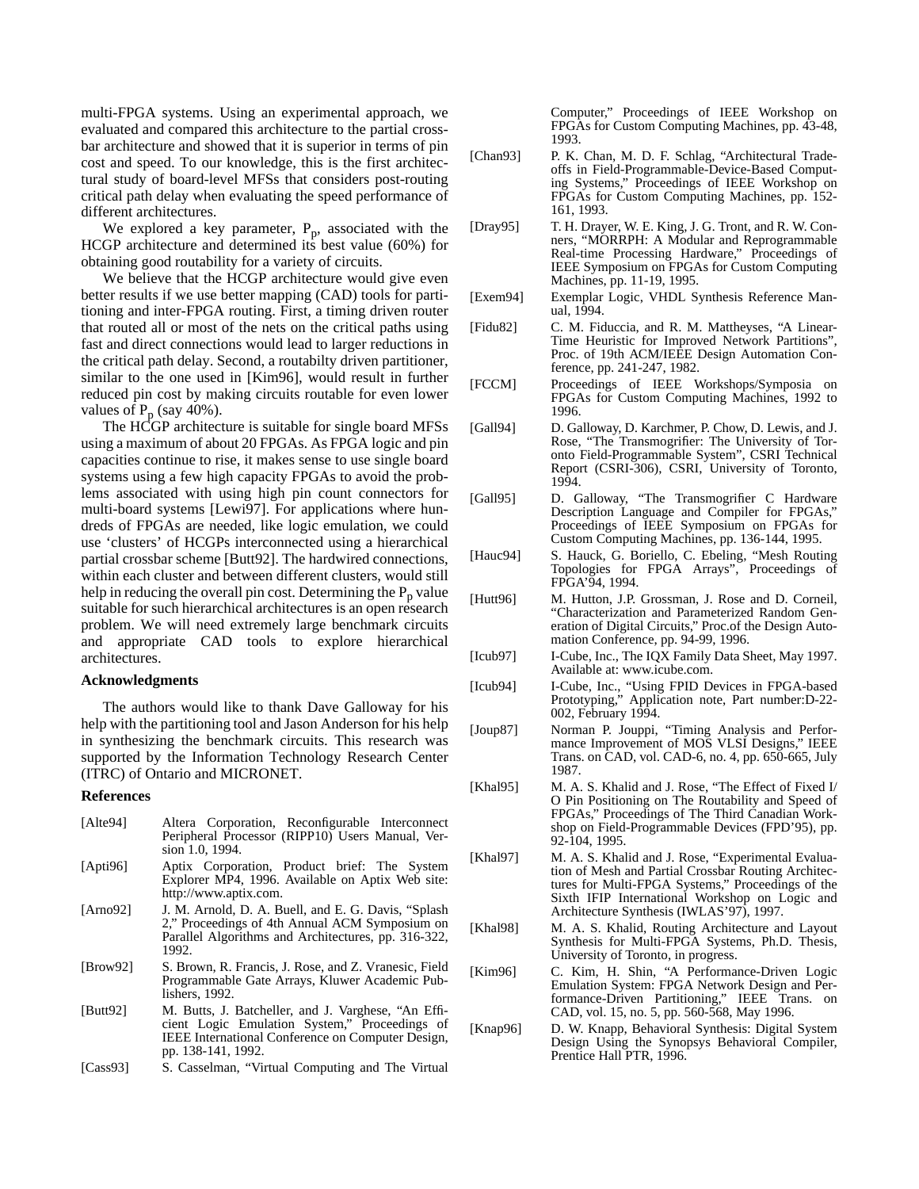multi-FPGA systems. Using an experimental approach, we evaluated and compared this architecture to the partial crossbar architecture and showed that it is superior in terms of pin cost and speed. To our knowledge, this is the first architectural study of board-level MFSs that considers post-routing critical path delay when evaluating the speed performance of different architectures.

We explored a key parameter, $P_p$, associated with the HCGP architecture and determined its best value (60%) for obtaining good routability for a variety of circuits.

We believe that the HCGP architecture would give even better results if we use better mapping (CAD) tools for partitioning and inter-FPGA routing. First, a timing driven router that routed all or most of the nets on the critical paths using fast and direct connections would lead to larger reductions in the critical path delay. Second, a routabilty driven partitioner, similar to the one used in [Kim96], would result in further reduced pin cost by making circuits routable for even lower values of $P_p$ (say 40%).

The HCGP architecture is suitable for single board MFSs using a maximum of about 20 FPGAs. As FPGA logic and pin capacities continue to rise, it makes sense to use single board systems using a few high capacity FPGAs to avoid the problems associated with using high pin count connectors for multi-board systems [Lewi97]. For applications where hundreds of FPGAs are needed, like logic emulation, we could use 'clusters' of HCGPs interconnected using a hierarchical partial crossbar scheme [Butt92]. The hardwired connections, within each cluster and between different clusters, would still help in reducing the overall pin cost. Determining the $P_p$ value suitable for such hierarchical architectures is an open research problem. We will need extremely large benchmark circuits and appropriate CAD tools to explore hierarchical architectures.

### Acknowledgments

The authors would like to thank Dave Galloway for his help with the partitioning tool and Jason Anderson for his help in synthesizing the benchmark circuits. This research was supported by the Information Technology Research Center (ITRC) of Ontario and MICRONET.

### References

[Alte94] Altera Corporation, Reconfigurable Interconnect Peripheral Processor (RIPP10) Users Manual, Version 1.0, 1994.

[Apti96] Aptix Corporation, Product brief: The System Explorer MP4, 1996. Available on Aptix Web site: http://www.aptix.com.

[Arno92] J. M. Arnold, D. A. Buell, and E. G. Davis, "Splash 2," Proceedings of 4th Annual ACM Symposium on Parallel Algorithms and Architectures, pp. 316-322, 1992.

[Brow92] S. Brown, R. Francis, J. Rose, and Z. Vranesic, Field Programmable Gate Arrays, Kluwer Academic Publishers, 1992.

[Butt92] M. Butts, J. Batcheller, and J. Varghese, "An Efficient Logic Emulation System," Proceedings of IEEE International Conference on Computer Design, pp. 138-141, 1992.

[Cass93] S. Casselman, "Virtual Computing and The Virtual Computer," Proceedings of IEEE Workshop on FPGAs for Custom Computing Machines, pp. 43-48, 1993.

[Chan93] P. K. Chan, M. D. F. Schlag, "Architectural Tradeoffs in Field-Programmable-Device-Based Computing Systems," Proceedings of IEEE Workshop on FPGAs for Custom Computing Machines, pp. 152-161, 1993.

[Dray95] T. H. Drayer, W. E. King, J. G. Tront, and R. W. Conners, "MORRPH: A Modular and Reprogrammable Real-time Processing Hardware," Proceedings of IEEE Symposium on FPGAs for Custom Computing Machines, pp. 11-19, 1995.

[Exem94] Exemplar Logic, VHDL Synthesis Reference Manual, 1994.

[Fidu82] C. M. Fiduccia, and R. M. Mattheyses, "A Linear-Time Heuristic for Improved Network Partitions", Proc. of 19th ACM/IEEE Design Automation Conference, pp. 241-247, 1982.

[FCCM] Proceedings of IEEE Workshops/Symposia on FPGAs for Custom Computing Machines, 1992 to 1996.

[Gall94] D. Galloway, D. Karchmer, P. Chow, D. Lewis, and J. Rose, "The Transmogrifier: The University of Toronto Field-Programmable System", CSRI Technical Report (CSRI-306), CSRI, University of Toronto, 1994.

[Gall95] D. Galloway, "The Transmogrifier C Hardware Description Language and Compiler for FPGAs," Proceedings of IEEE Symposium on FPGAs for Custom Computing Machines, pp. 136-144, 1995.

[Hauc94] S. Hauck, G. Boriello, C. Ebeling, "Mesh Routing Topologies for FPGA Arrays", Proceedings of FPGA'94, 1994.

[Hutt96] M. Hutton, J.P. Grossman, J. Rose and D. Corneil, "Characterization and Parameterized Random Generation of Digital Circuits," Proc.of the Design Automation Conference, pp. 94-99, 1996.

[Icub97] I-Cube, Inc., The IQX Family Data Sheet, May 1997. Available at: www.icube.com.

[Icub94] I-Cube, Inc., "Using FPID Devices in FPGA-based Prototyping," Application note, Part number:D-22-002, February 1994.

[Joup87] Norman P. Jouppi, "Timing Analysis and Performance Improvement of MOS VLSI Designs," IEEE Trans. on CAD, vol. CAD-6, no. 4, pp. 650-665, July 1987.

[Khal95] M. A. S. Khalid and J. Rose, "The Effect of Fixed I/O Pin Positioning on The Routability and Speed of FPGAs," Proceedings of The Third Canadian Workshop on Field-Programmable Devices (FPD'95), pp. 92-104, 1995.

[Khal97] M. A. S. Khalid and J. Rose, "Experimental Evaluation of Mesh and Partial Crossbar Routing Architectures for Multi-FPGA Systems," Proceedings of the Sixth IFIP International Workshop on Logic and Architecture Synthesis (IWLAS'97), 1997.

[Khal98] M. A. S. Khalid, Routing Architecture and Layout Synthesis for Multi-FPGA Systems, Ph.D. Thesis, University of Toronto, in progress.

[Kim96] C. Kim, H. Shin, "A Performance-Driven Logic Emulation System: FPGA Network Design and Performance-Driven Partitioning," IEEE Trans. on CAD, vol. 15, no. 5, pp. 560-568, May 1996.

[Knap96] D. W. Knapp, Behavioral Synthesis: Digital System Design Using the Synopsys Behavioral Compiler, Prentice Hall PTR, 1996.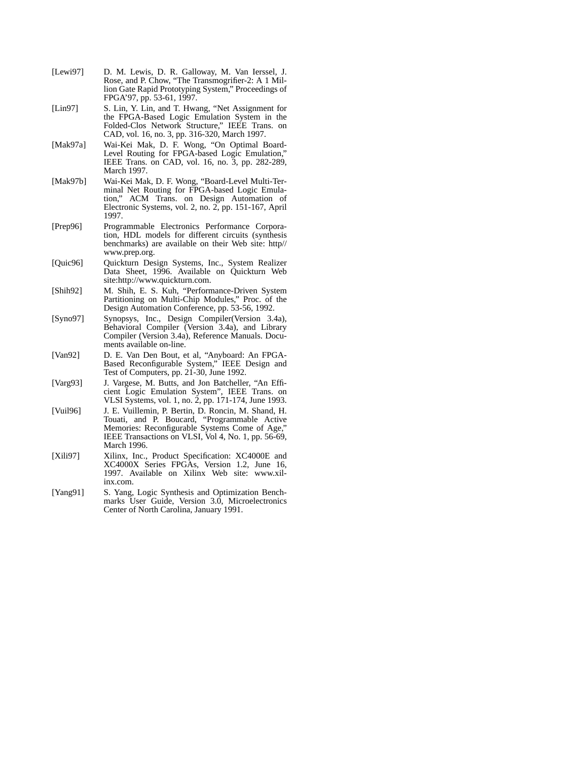[Lewi97] D. M. Lewis, D. R. Galloway, M. Van Ierssel, J. Rose, and P. Chow, "The Transmogrifier-2: A 1 Million Gate Rapid Prototyping System," Proceedings of FPGA'97, pp. 53-61, 1997.

[Lin97] S. Lin, Y. Lin, and T. Hwang, "Net Assignment for the FPGA-Based Logic Emulation System in the Folded-Clos Network Structure," IEEE Trans. on CAD, vol. 16, no. 3, pp. 316-320, March 1997.

[Mak97a] Wai-Kei Mak, D. F. Wong, "On Optimal Board-Level Routing for FPGA-based Logic Emulation," IEEE Trans. on CAD, vol. 16, no. 3, pp. 282-289, March 1997.

[Mak97b] Wai-Kei Mak, D. F. Wong, "Board-Level Multi-Terminal Net Routing for FPGA-based Logic Emulation," ACM Trans. on Design Automation of Electronic Systems, vol. 2, no. 2, pp. 151-167, April 1997.

[Prep96] Programmable Electronics Performance Corporation, HDL models for different circuits (synthesis benchmarks) are available on their Web site: http// www.prep.org.

[Quic96] Quickturn Design Systems, Inc., System Realizer Data Sheet, 1996. Available on Quickturn Web site:http://www.quickturn.com.

[Shih92] M. Shih, E. S. Kuh, "Performance-Driven System Partitioning on Multi-Chip Modules," Proc. of the Design Automation Conference, pp. 53-56, 1992.

[Syno97] Synopsys, Inc., Design Compiler(Version 3.4a), Behavioral Compiler (Version 3.4a), and Library Compiler (Version 3.4a), Reference Manuals. Documents available on-line.

[Van92] D. E. Van Den Bout, et al, "Anyboard: An FPGA-Based Reconfigurable System," IEEE Design and Test of Computers, pp. 21-30, June 1992.

[Varg93] J. Vargese, M. Butts, and Jon Batcheller, "An Efficient Logic Emulation System", IEEE Trans. on VLSI Systems, vol. 1, no. 2, pp. 171-174, June 1993.

[Vuil96] J. E. Vuillemin, P. Bertin, D. Roncin, M. Shand, H. Touati, and P. Boucard, "Programmable Active Memories: Reconfigurable Systems Come of Age," IEEE Transactions on VLSI, Vol 4, No. 1, pp. 56-69, March 1996.

[Xili97] Xilinx, Inc., Product Specification: XC4000E and XC4000X Series FPGAs, Version 1.2, June 16, 1997. Available on Xilinx Web site: www.xilinx.com.

[Yang91] S. Yang, Logic Synthesis and Optimization Benchmarks User Guide, Version 3.0, Microelectronics Center of North Carolina, January 1991.